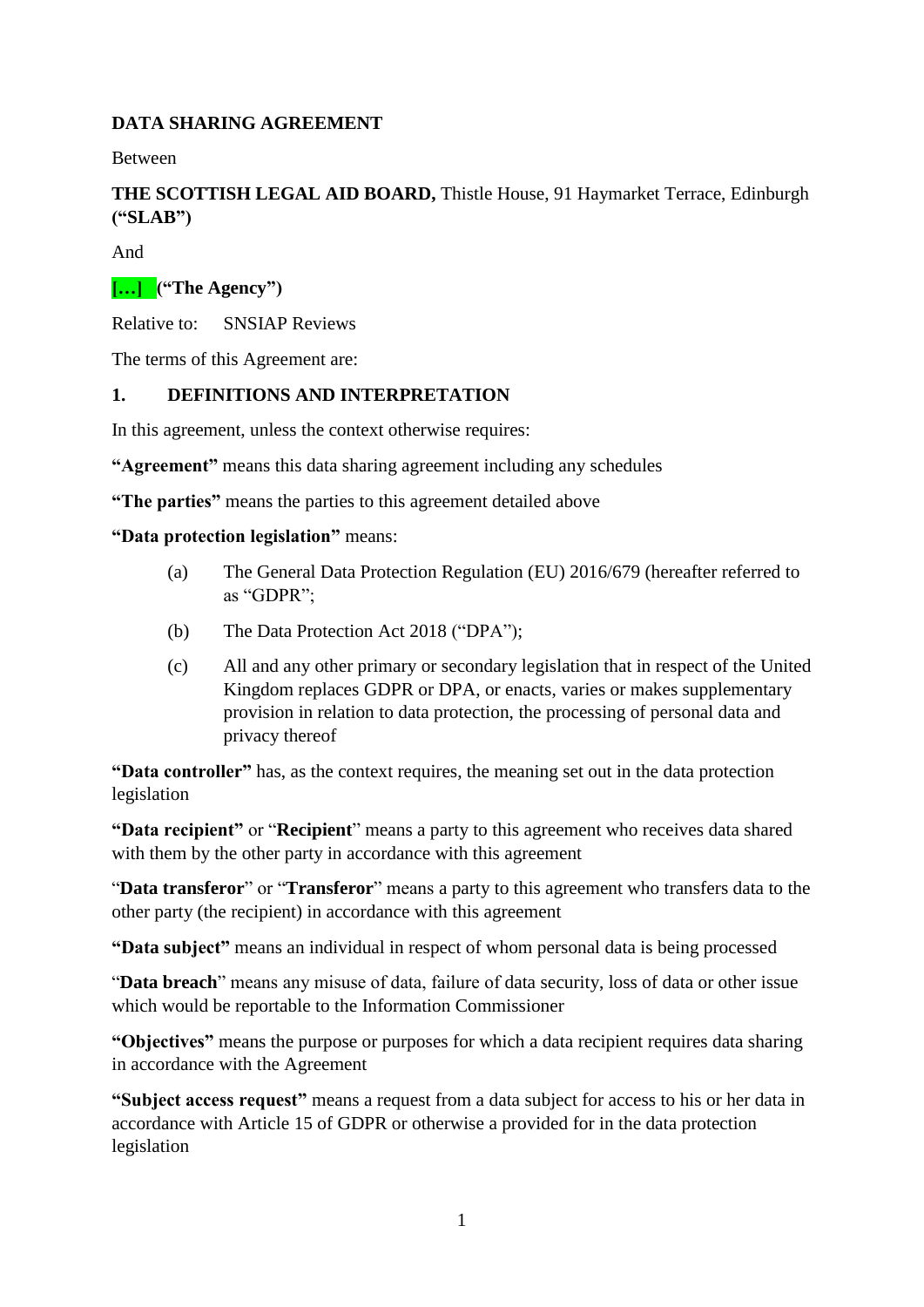**DATA SHARING AGREEMENT**

Between

**THE SCOTTISH LEGAL AID BOARD,** Thistle House, 91 Haymarket Terrace, Edinburgh **("SLAB")**

And

**[…] ("The Agency")**

Relative to: SNSIAP Reviews

The terms of this Agreement are:

## 1. DEFINITIONS AND INTERPRETATION

In this agreement, unless the context otherwise requires:

**"Agreement"** means this data sharing agreement including any schedules

**"The parties"** means the parties to this agreement detailed above

**"Data protection legislation"** means:

(a) The General Data Protection Regulation (EU) 2016/679 (hereafter referred to as "GDPR";

(b) The Data Protection Act 2018 ("DPA");

(c) All and any other primary or secondary legislation that in respect of the United Kingdom replaces GDPR or DPA, or enacts, varies or makes supplementary provision in relation to data protection, the processing of personal data and privacy thereof

**"Data controller"** has, as the context requires, the meaning set out in the data protection legislation

**"Data recipient"** or "**Recipient**" means a party to this agreement who receives data shared with them by the other party in accordance with this agreement

"**Data transferor**" or "**Transferor**" means a party to this agreement who transfers data to the other party (the recipient) in accordance with this agreement

**"Data subject"** means an individual in respect of whom personal data is being processed

"**Data breach**" means any misuse of data, failure of data security, loss of data or other issue which would be reportable to the Information Commissioner

**"Objectives"** means the purpose or purposes for which a data recipient requires data sharing in accordance with the Agreement

**"Subject access request"** means a request from a data subject for access to his or her data in accordance with Article 15 of GDPR or otherwise a provided for in the data protection legislation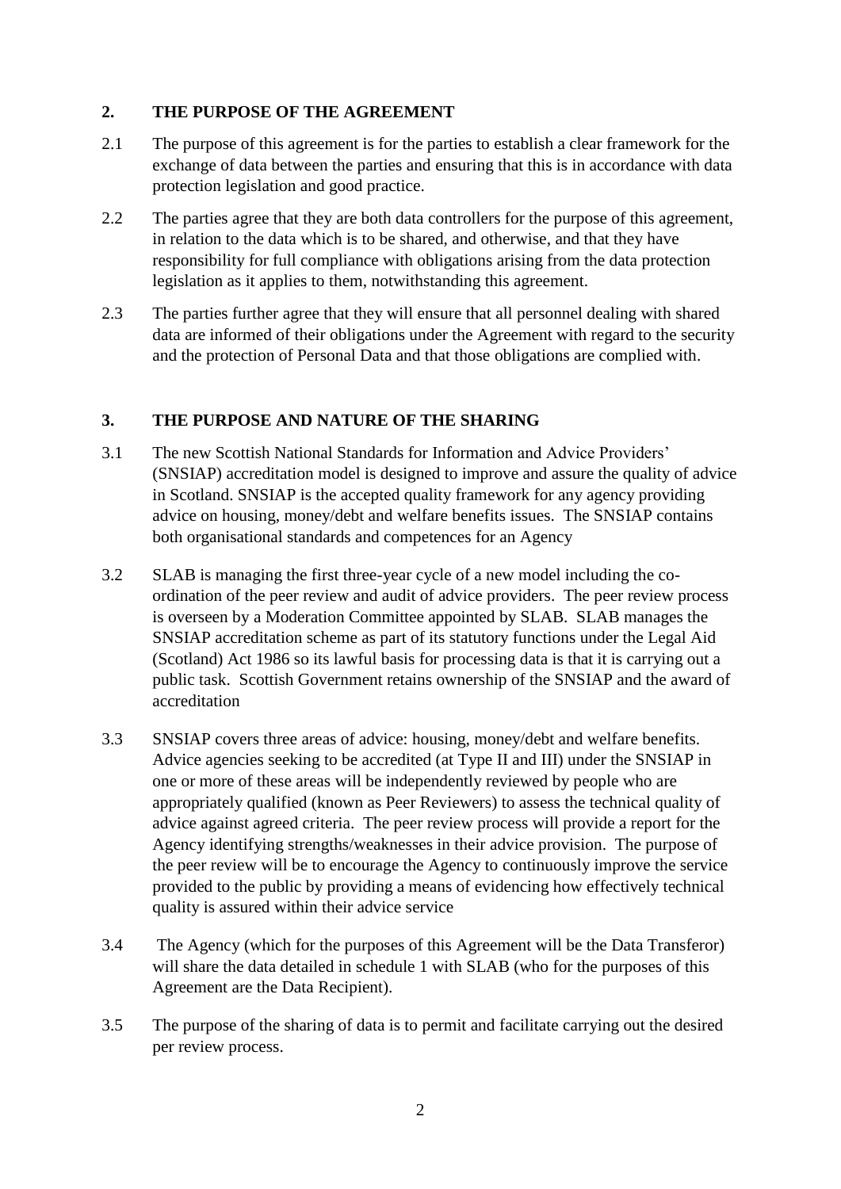## 2. THE PURPOSE OF THE AGREEMENT

2.1 The purpose of this agreement is for the parties to establish a clear framework for the exchange of data between the parties and ensuring that this is in accordance with data protection legislation and good practice.

2.2 The parties agree that they are both data controllers for the purpose of this agreement, in relation to the data which is to be shared, and otherwise, and that they have responsibility for full compliance with obligations arising from the data protection legislation as it applies to them, notwithstanding this agreement.

2.3 The parties further agree that they will ensure that all personnel dealing with shared data are informed of their obligations under the Agreement with regard to the security and the protection of Personal Data and that those obligations are complied with.

## 3. THE PURPOSE AND NATURE OF THE SHARING

3.1 The new Scottish National Standards for Information and Advice Providers' (SNSIAP) accreditation model is designed to improve and assure the quality of advice in Scotland. SNSIAP is the accepted quality framework for any agency providing advice on housing, money/debt and welfare benefits issues. The SNSIAP contains both organisational standards and competences for an Agency

3.2 SLAB is managing the first three-year cycle of a new model including the co-ordination of the peer review and audit of advice providers. The peer review process is overseen by a Moderation Committee appointed by SLAB. SLAB manages the SNSIAP accreditation scheme as part of its statutory functions under the Legal Aid (Scotland) Act 1986 so its lawful basis for processing data is that it is carrying out a public task. Scottish Government retains ownership of the SNSIAP and the award of accreditation

3.3 SNSIAP covers three areas of advice: housing, money/debt and welfare benefits. Advice agencies seeking to be accredited (at Type II and III) under the SNSIAP in one or more of these areas will be independently reviewed by people who are appropriately qualified (known as Peer Reviewers) to assess the technical quality of advice against agreed criteria. The peer review process will provide a report for the Agency identifying strengths/weaknesses in their advice provision. The purpose of the peer review will be to encourage the Agency to continuously improve the service provided to the public by providing a means of evidencing how effectively technical quality is assured within their advice service

3.4 The Agency (which for the purposes of this Agreement will be the Data Transferor) will share the data detailed in schedule 1 with SLAB (who for the purposes of this Agreement are the Data Recipient).

3.5 The purpose of the sharing of data is to permit and facilitate carrying out the desired per review process.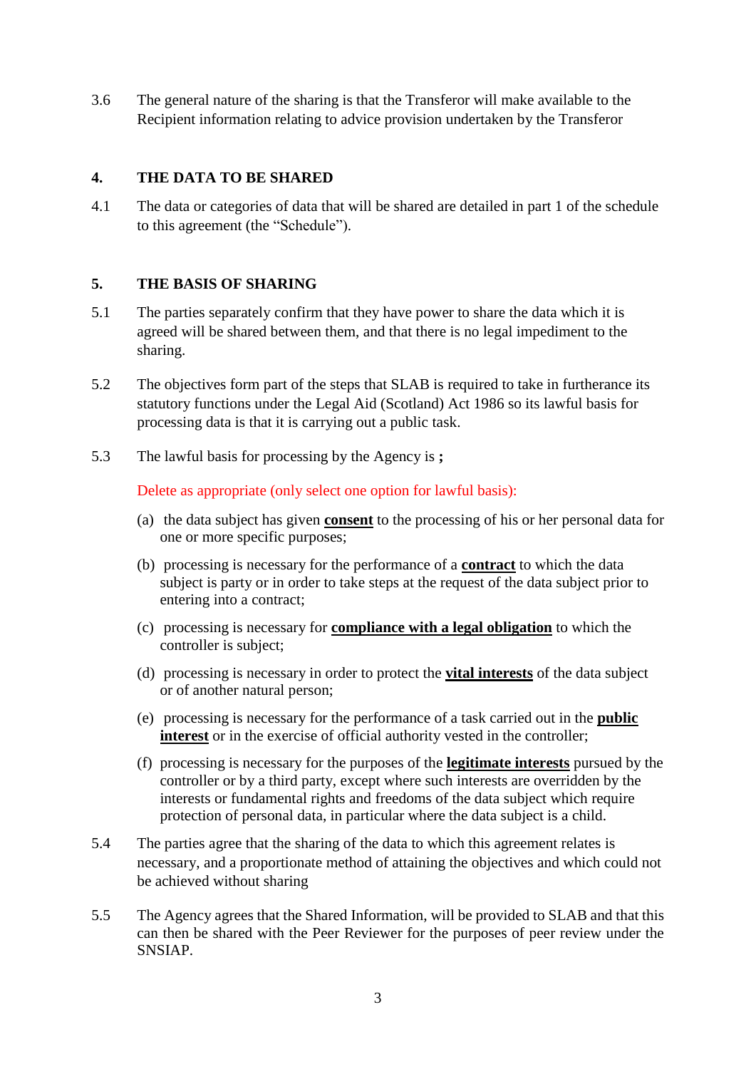3.6 The general nature of the sharing is that the Transferor will make available to the Recipient information relating to advice provision undertaken by the Transferor

## 4. THE DATA TO BE SHARED

4.1 The data or categories of data that will be shared are detailed in part 1 of the schedule to this agreement (the "Schedule").

## 5. THE BASIS OF SHARING

5.1 The parties separately confirm that they have power to share the data which it is agreed will be shared between them, and that there is no legal impediment to the sharing.

5.2 The objectives form part of the steps that SLAB is required to take in furtherance its statutory functions under the Legal Aid (Scotland) Act 1986 so its lawful basis for processing data is that it is carrying out a public task.

5.3 The lawful basis for processing by the Agency is **;**

Delete as appropriate (only select one option for lawful basis):

(a) the data subject has given **consent** to the processing of his or her personal data for one or more specific purposes;

(b) processing is necessary for the performance of a **contract** to which the data subject is party or in order to take steps at the request of the data subject prior to entering into a contract;

(c) processing is necessary for **compliance with a legal obligation** to which the controller is subject;

(d) processing is necessary in order to protect the **vital interests** of the data subject or of another natural person;

(e) processing is necessary for the performance of a task carried out in the **public interest** or in the exercise of official authority vested in the controller;

(f) processing is necessary for the purposes of the **legitimate interests** pursued by the controller or by a third party, except where such interests are overridden by the interests or fundamental rights and freedoms of the data subject which require protection of personal data, in particular where the data subject is a child.

5.4 The parties agree that the sharing of the data to which this agreement relates is necessary, and a proportionate method of attaining the objectives and which could not be achieved without sharing

5.5 The Agency agrees that the Shared Information, will be provided to SLAB and that this can then be shared with the Peer Reviewer for the purposes of peer review under the SNSIAP.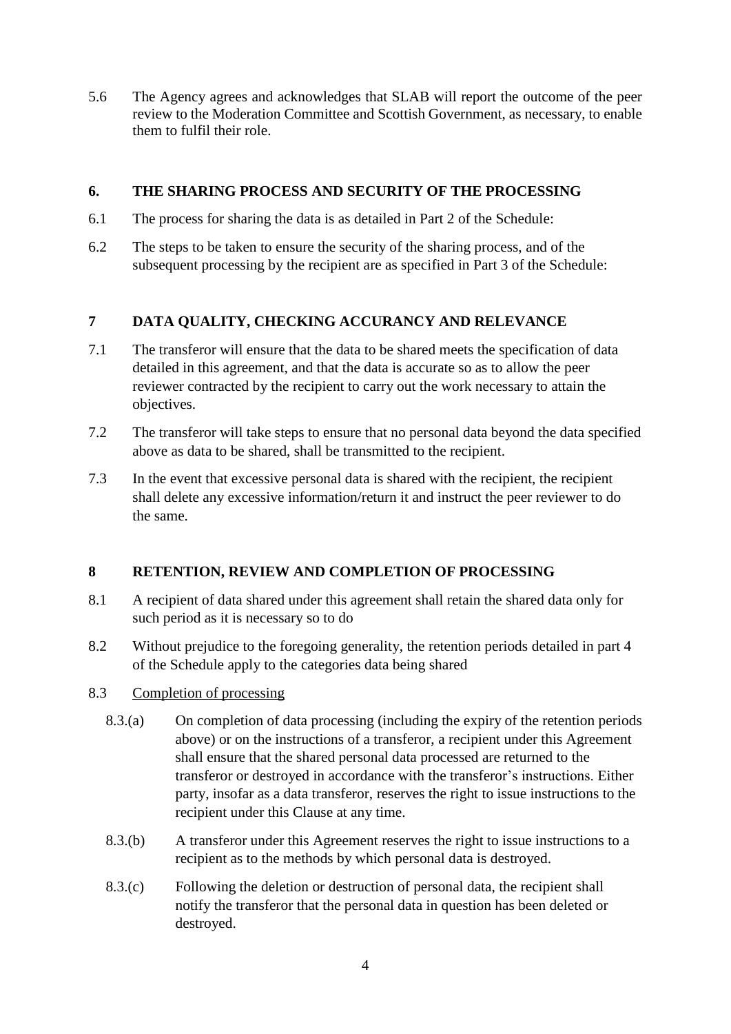5.6 The Agency agrees and acknowledges that SLAB will report the outcome of the peer review to the Moderation Committee and Scottish Government, as necessary, to enable them to fulfil their role.

## 6. THE SHARING PROCESS AND SECURITY OF THE PROCESSING

6.1 The process for sharing the data is as detailed in Part 2 of the Schedule:

6.2 The steps to be taken to ensure the security of the sharing process, and of the subsequent processing by the recipient are as specified in Part 3 of the Schedule:

## 7 DATA QUALITY, CHECKING ACCURANCY AND RELEVANCE

7.1 The transferor will ensure that the data to be shared meets the specification of data detailed in this agreement, and that the data is accurate so as to allow the peer reviewer contracted by the recipient to carry out the work necessary to attain the objectives.

7.2 The transferor will take steps to ensure that no personal data beyond the data specified above as data to be shared, shall be transmitted to the recipient.

7.3 In the event that excessive personal data is shared with the recipient, the recipient shall delete any excessive information/return it and instruct the peer reviewer to do the same.

## 8 RETENTION, REVIEW AND COMPLETION OF PROCESSING

8.1 A recipient of data shared under this agreement shall retain the shared data only for such period as it is necessary so to do

8.2 Without prejudice to the foregoing generality, the retention periods detailed in part 4 of the Schedule apply to the categories data being shared

8.3 Completion of processing

8.3.(a) On completion of data processing (including the expiry of the retention periods above) or on the instructions of a transferor, a recipient under this Agreement shall ensure that the shared personal data processed are returned to the transferor or destroyed in accordance with the transferor's instructions. Either party, insofar as a data transferor, reserves the right to issue instructions to the recipient under this Clause at any time.

8.3.(b) A transferor under this Agreement reserves the right to issue instructions to a recipient as to the methods by which personal data is destroyed.

8.3.(c) Following the deletion or destruction of personal data, the recipient shall notify the transferor that the personal data in question has been deleted or destroyed.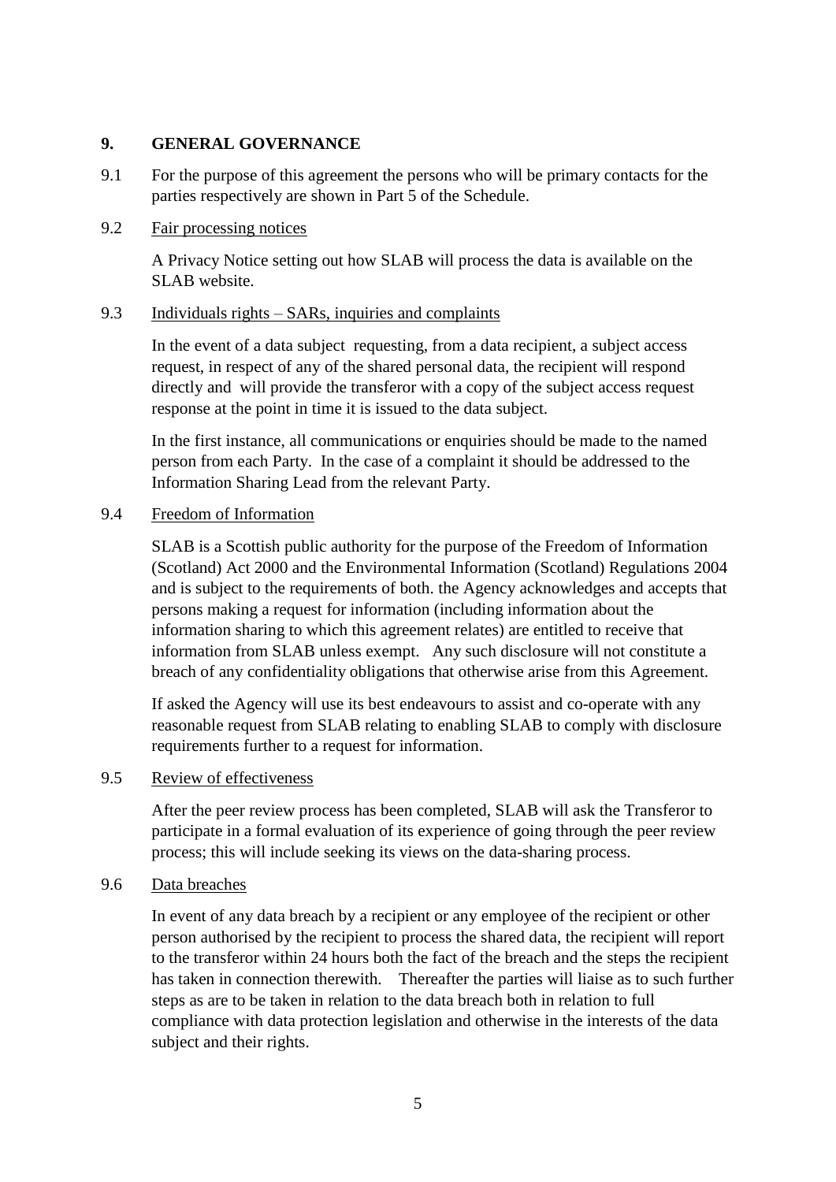## 9. GENERAL GOVERNANCE

9.1 For the purpose of this agreement the persons who will be primary contacts for the parties respectively are shown in Part 5 of the Schedule.

9.2 Fair processing notices

A Privacy Notice setting out how SLAB will process the data is available on the SLAB website.

9.3 Individuals rights – SARs, inquiries and complaints

In the event of a data subject requesting, from a data recipient, a subject access request, in respect of any of the shared personal data, the recipient will respond directly and will provide the transferor with a copy of the subject access request response at the point in time it is issued to the data subject.

In the first instance, all communications or enquiries should be made to the named person from each Party. In the case of a complaint it should be addressed to the Information Sharing Lead from the relevant Party.

9.4 Freedom of Information

SLAB is a Scottish public authority for the purpose of the Freedom of Information (Scotland) Act 2000 and the Environmental Information (Scotland) Regulations 2004 and is subject to the requirements of both. the Agency acknowledges and accepts that persons making a request for information (including information about the information sharing to which this agreement relates) are entitled to receive that information from SLAB unless exempt. Any such disclosure will not constitute a breach of any confidentiality obligations that otherwise arise from this Agreement.

If asked the Agency will use its best endeavours to assist and co-operate with any reasonable request from SLAB relating to enabling SLAB to comply with disclosure requirements further to a request for information.

9.5 Review of effectiveness

After the peer review process has been completed, SLAB will ask the Transferor to participate in a formal evaluation of its experience of going through the peer review process; this will include seeking its views on the data-sharing process.

9.6 Data breaches

In event of any data breach by a recipient or any employee of the recipient or other person authorised by the recipient to process the shared data, the recipient will report to the transferor within 24 hours both the fact of the breach and the steps the recipient has taken in connection therewith. Thereafter the parties will liaise as to such further steps as are to be taken in relation to the data breach both in relation to full compliance with data protection legislation and otherwise in the interests of the data subject and their rights.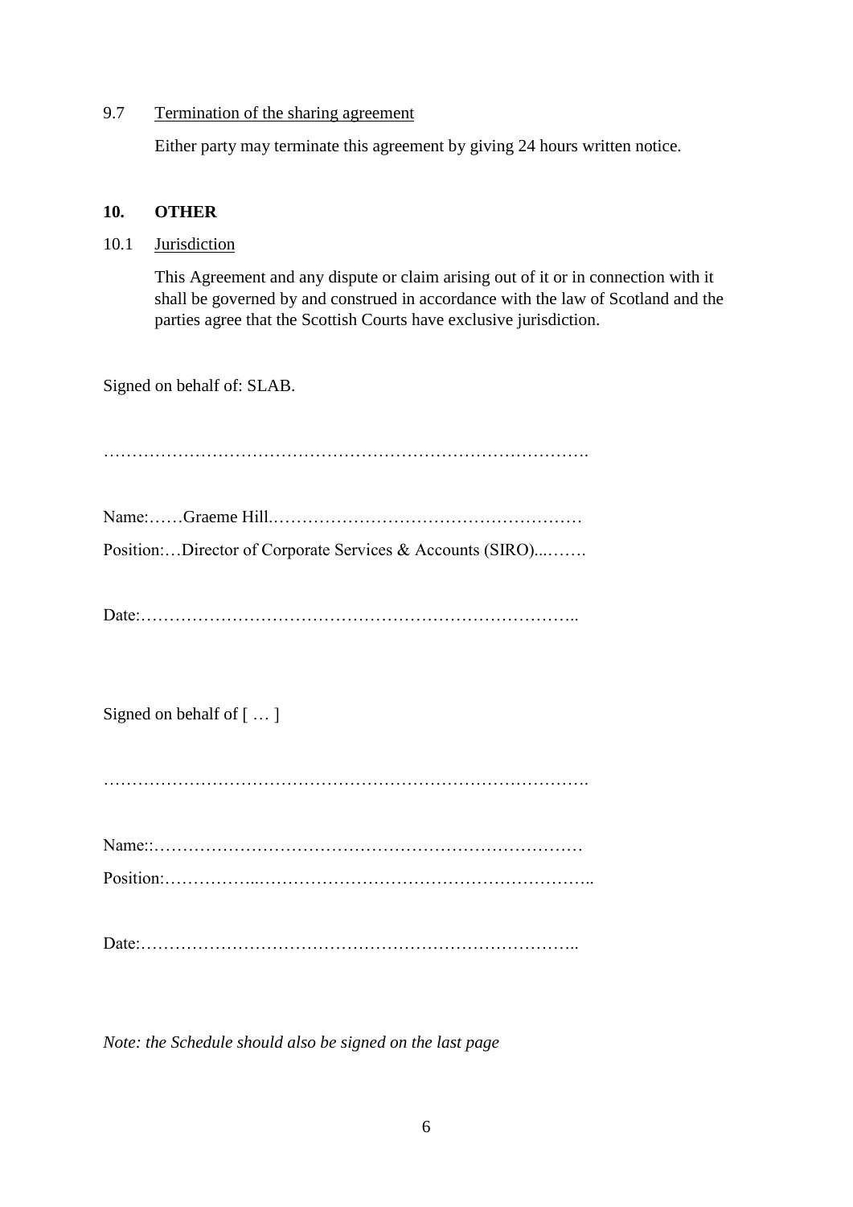9.7 Termination of the sharing agreement

Either party may terminate this agreement by giving 24 hours written notice.

## 10. OTHER

10.1 Jurisdiction

This Agreement and any dispute or claim arising out of it or in connection with it shall be governed by and construed in accordance with the law of Scotland and the parties agree that the Scottish Courts have exclusive jurisdiction.

Signed on behalf of: SLAB.

…………………………………………………………………………….

Name:……Graeme Hill.………………………………………………

Position:…Director of Corporate Services & Accounts (SIRO)...…….

Date:…………………………………………………………………..

Signed on behalf of [ … ]

…………………………………………………………………………….

Name::…………………………………………………………………

Position:……………..…………………………………………………..

Date:…………………………………………………………………..

*Note: the Schedule should also be signed on the last page*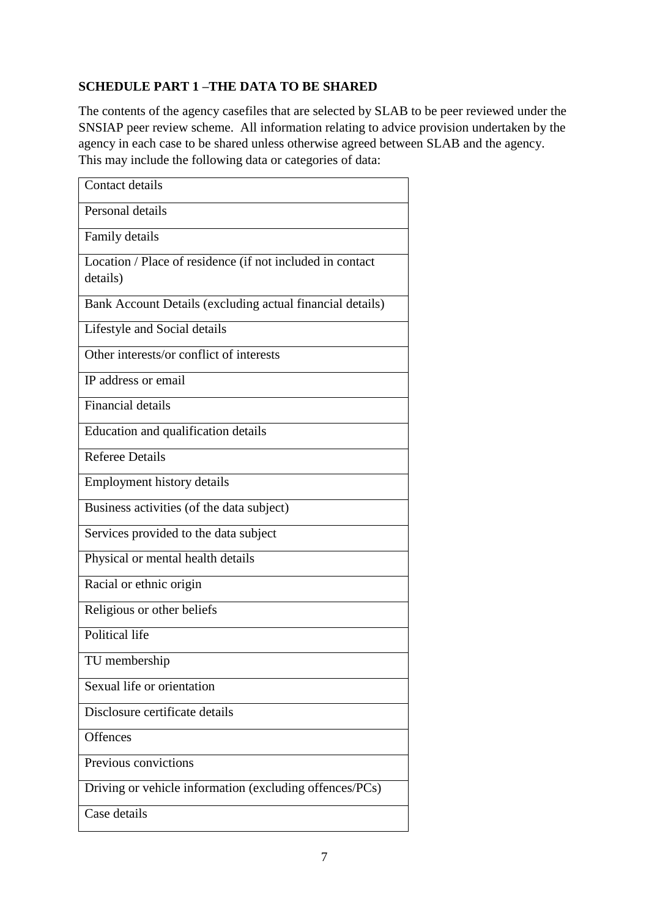**SCHEDULE PART 1 –THE DATA TO BE SHARED**

The contents of the agency casefiles that are selected by SLAB to be peer reviewed under the SNSIAP peer review scheme. All information relating to advice provision undertaken by the agency in each case to be shared unless otherwise agreed between SLAB and the agency. This may include the following data or categories of data:

| |
|---|
| Contact details |
| Personal details |
| Family details |
| Location / Place of residence (if not included in contact details) |
| Bank Account Details (excluding actual financial details) |
| Lifestyle and Social details |
| Other interests/or conflict of interests |
| IP address or email |
| Financial details |
| Education and qualification details |
| Referee Details |
| Employment history details |
| Business activities (of the data subject) |
| Services provided to the data subject |
| Physical or mental health details |
| Racial or ethnic origin |
| Religious or other beliefs |
| Political life |
| TU membership |
| Sexual life or orientation |
| Disclosure certificate details |
| Offences |
| Previous convictions |
| Driving or vehicle information (excluding offences/PCs) |
| Case details |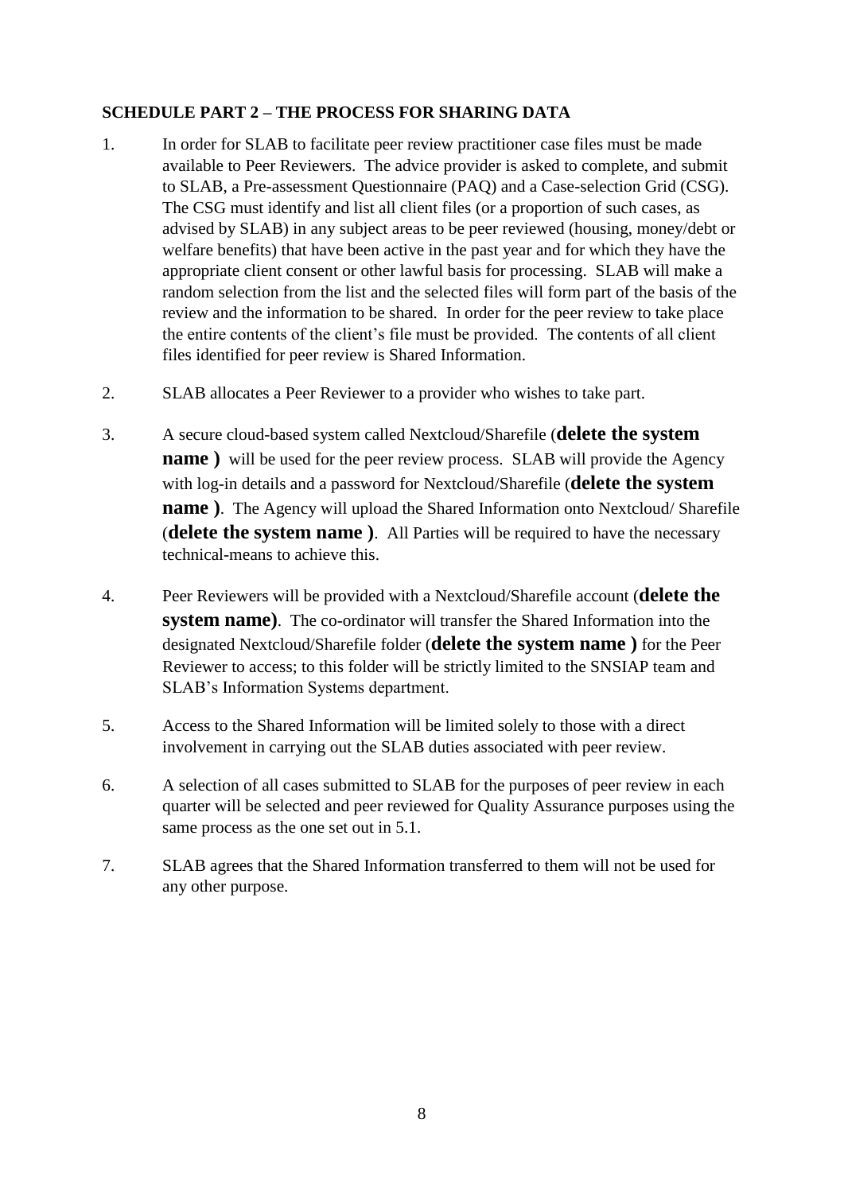**SCHEDULE PART 2 – THE PROCESS FOR SHARING DATA**

1. In order for SLAB to facilitate peer review practitioner case files must be made available to Peer Reviewers. The advice provider is asked to complete, and submit to SLAB, a Pre-assessment Questionnaire (PAQ) and a Case-selection Grid (CSG). The CSG must identify and list all client files (or a proportion of such cases, as advised by SLAB) in any subject areas to be peer reviewed (housing, money/debt or welfare benefits) that have been active in the past year and for which they have the appropriate client consent or other lawful basis for processing. SLAB will make a random selection from the list and the selected files will form part of the basis of the review and the information to be shared. In order for the peer review to take place the entire contents of the client's file must be provided. The contents of all client files identified for peer review is Shared Information.

2. SLAB allocates a Peer Reviewer to a provider who wishes to take part.

3. A secure cloud-based system called Nextcloud/Sharefile (**delete the system name )** will be used for the peer review process. SLAB will provide the Agency with log-in details and a password for Nextcloud/Sharefile (**delete the system name )**. The Agency will upload the Shared Information onto Nextcloud/ Sharefile (**delete the system name )**. All Parties will be required to have the necessary technical-means to achieve this.

4. Peer Reviewers will be provided with a Nextcloud/Sharefile account (**delete the system name)**. The co-ordinator will transfer the Shared Information into the designated Nextcloud/Sharefile folder (**delete the system name )** for the Peer Reviewer to access; to this folder will be strictly limited to the SNSIAP team and SLAB's Information Systems department.

5. Access to the Shared Information will be limited solely to those with a direct involvement in carrying out the SLAB duties associated with peer review.

6. A selection of all cases submitted to SLAB for the purposes of peer review in each quarter will be selected and peer reviewed for Quality Assurance purposes using the same process as the one set out in 5.1.

7. SLAB agrees that the Shared Information transferred to them will not be used for any other purpose.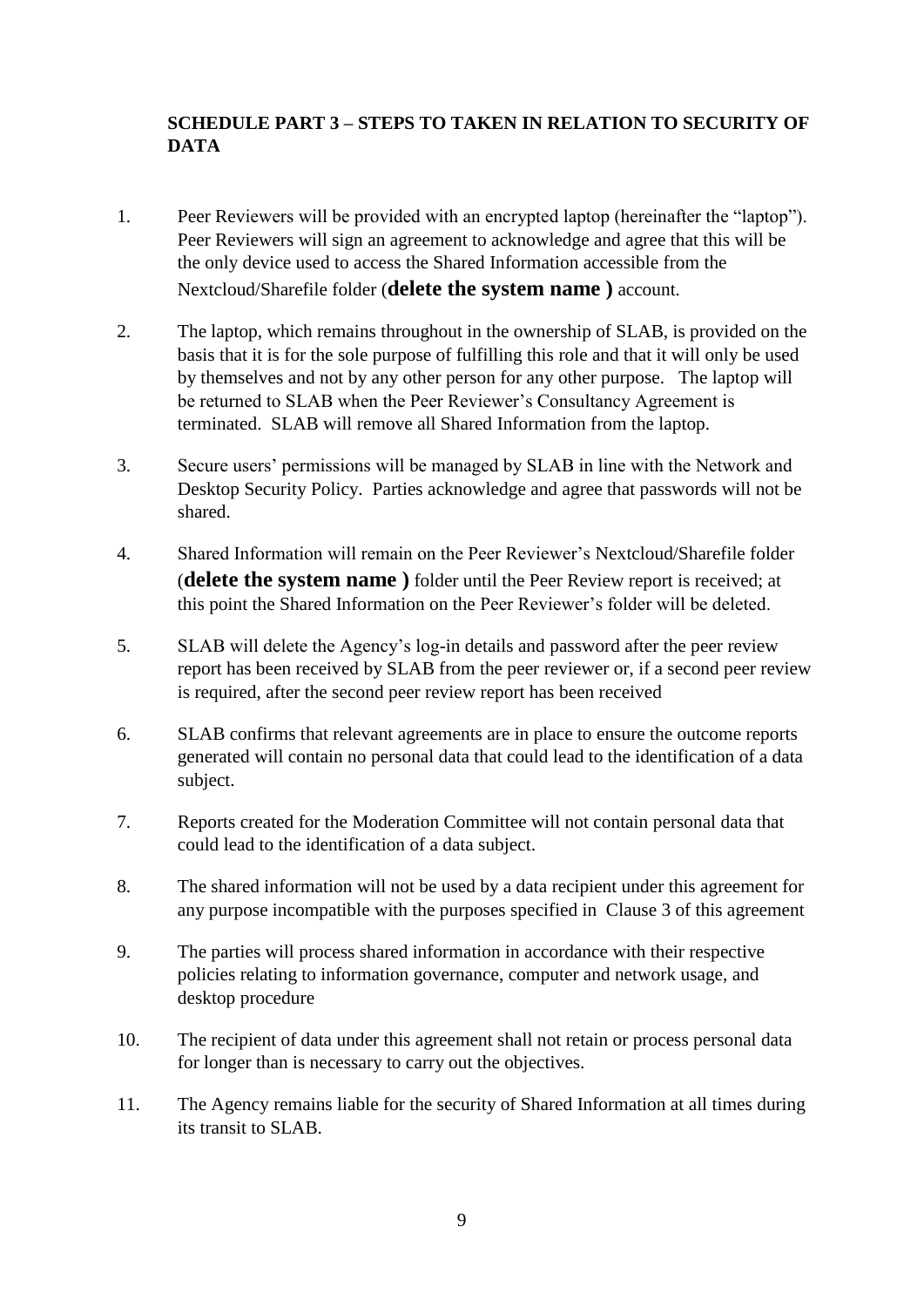## SCHEDULE PART 3 – STEPS TO TAKEN IN RELATION TO SECURITY OF DATA

1. Peer Reviewers will be provided with an encrypted laptop (hereinafter the "laptop"). Peer Reviewers will sign an agreement to acknowledge and agree that this will be the only device used to access the Shared Information accessible from the Nextcloud/Sharefile folder (**delete the system name )** account.

2. The laptop, which remains throughout in the ownership of SLAB, is provided on the basis that it is for the sole purpose of fulfilling this role and that it will only be used by themselves and not by any other person for any other purpose. The laptop will be returned to SLAB when the Peer Reviewer's Consultancy Agreement is terminated. SLAB will remove all Shared Information from the laptop.

3. Secure users' permissions will be managed by SLAB in line with the Network and Desktop Security Policy. Parties acknowledge and agree that passwords will not be shared.

4. Shared Information will remain on the Peer Reviewer's Nextcloud/Sharefile folder (**delete the system name )** folder until the Peer Review report is received; at this point the Shared Information on the Peer Reviewer's folder will be deleted.

5. SLAB will delete the Agency's log-in details and password after the peer review report has been received by SLAB from the peer reviewer or, if a second peer review is required, after the second peer review report has been received

6. SLAB confirms that relevant agreements are in place to ensure the outcome reports generated will contain no personal data that could lead to the identification of a data subject.

7. Reports created for the Moderation Committee will not contain personal data that could lead to the identification of a data subject.

8. The shared information will not be used by a data recipient under this agreement for any purpose incompatible with the purposes specified in Clause 3 of this agreement

9. The parties will process shared information in accordance with their respective policies relating to information governance, computer and network usage, and desktop procedure

10. The recipient of data under this agreement shall not retain or process personal data for longer than is necessary to carry out the objectives.

11. The Agency remains liable for the security of Shared Information at all times during its transit to SLAB.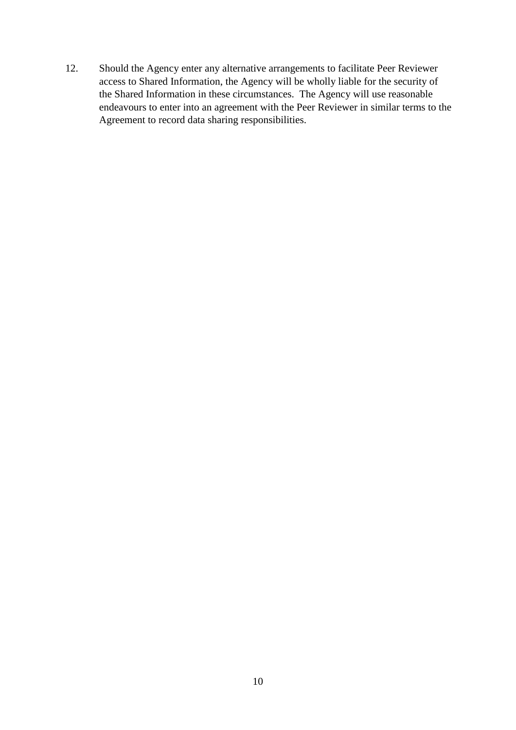12. Should the Agency enter any alternative arrangements to facilitate Peer Reviewer access to Shared Information, the Agency will be wholly liable for the security of the Shared Information in these circumstances. The Agency will use reasonable endeavours to enter into an agreement with the Peer Reviewer in similar terms to the Agreement to record data sharing responsibilities.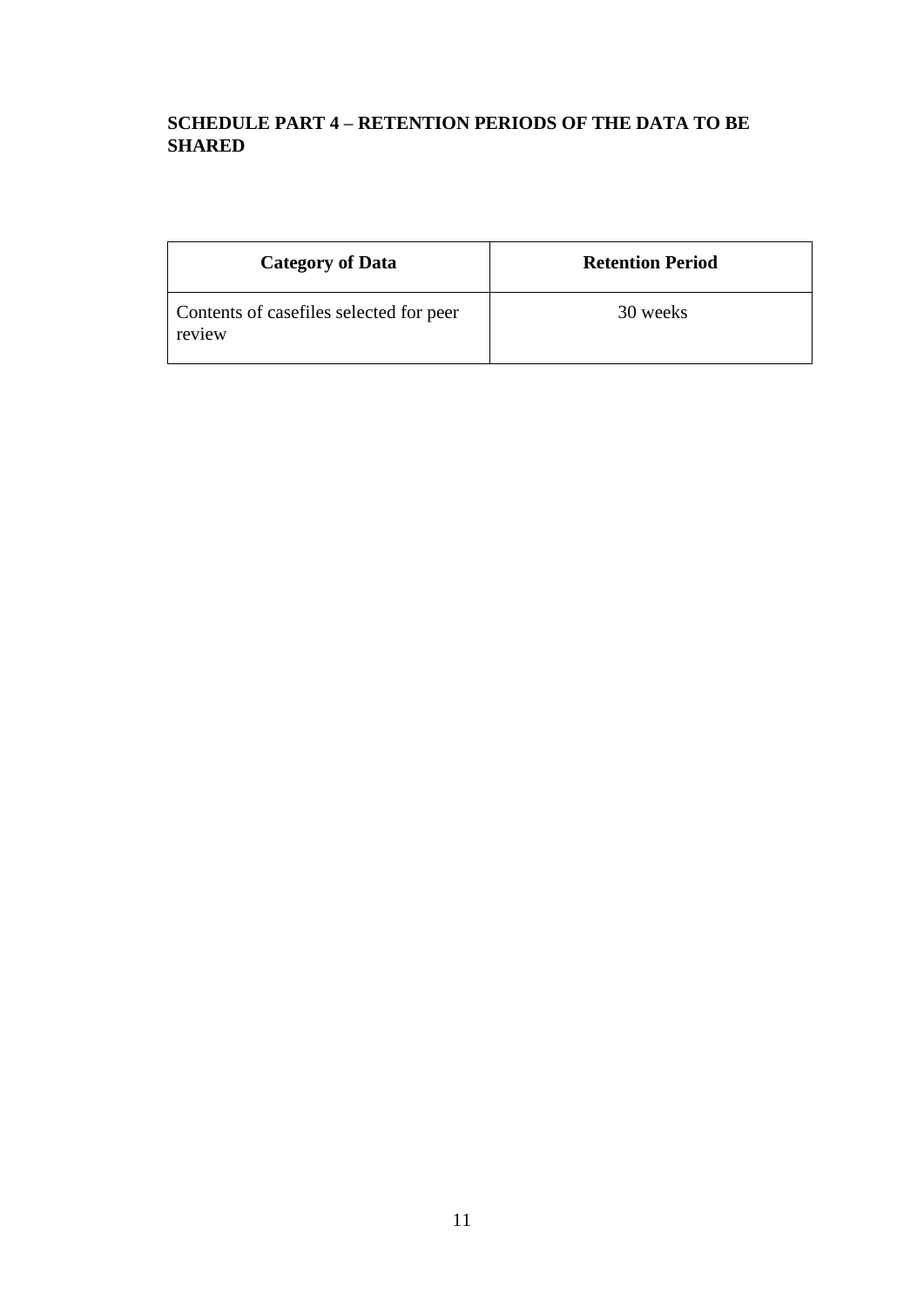## SCHEDULE PART 4 – RETENTION PERIODS OF THE DATA TO BE SHARED

| Category of Data | Retention Period |
|---|---|
| Contents of casefiles selected for peer review | 30 weeks |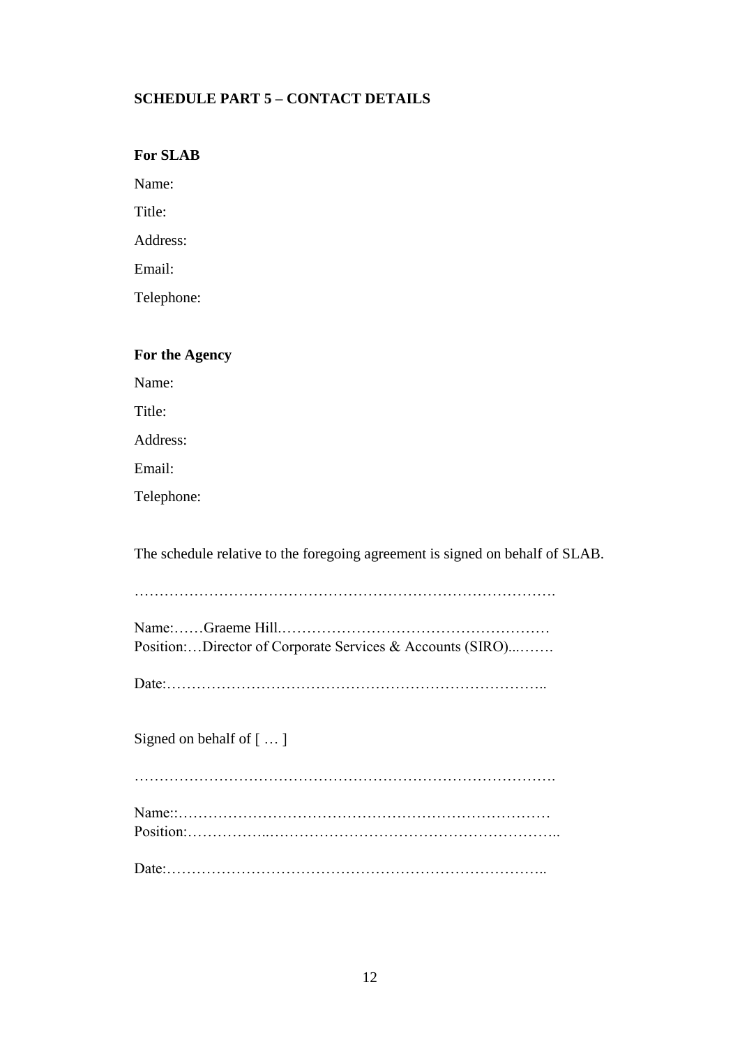**SCHEDULE PART 5 – CONTACT DETAILS**

**For SLAB**

Name:

Title:

Address:

Email:

Telephone:

**For the Agency**

Name:

Title:

Address:

Email:

Telephone:

The schedule relative to the foregoing agreement is signed on behalf of SLAB.

…………………………………………………………………………….

Name:……Graeme Hill.………………………………………………
Position:…Director of Corporate Services & Accounts (SIRO)...…….

Date:…………………………………………………………………..

Signed on behalf of [ … ]

…………………………………………………………………………….

Name::…………………………………………………………………
Position:……………..…………………………………………………..

Date:…………………………………………………………………..